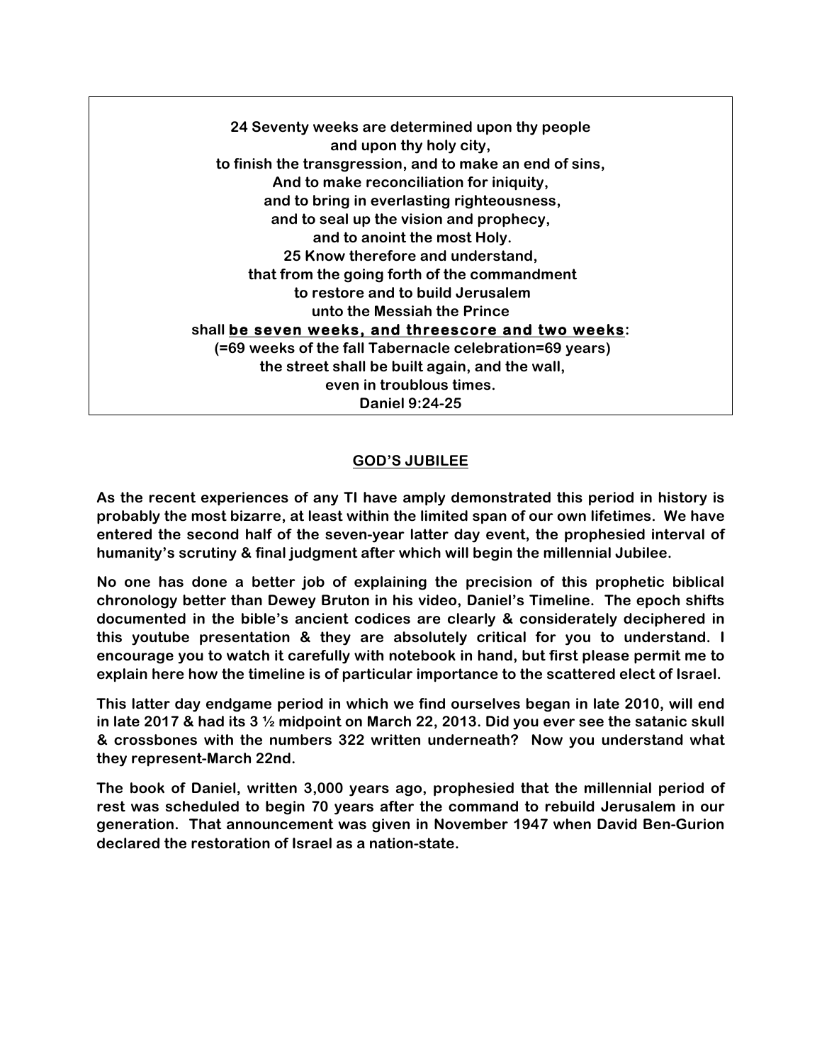**24 Seventy weeks are determined upon thy people**
**and upon thy holy city,**
**to finish the transgression, and to make an end of sins,**
**And to make reconciliation for iniquity,**
**and to bring in everlasting righteousness,**
**and to seal up the vision and prophecy,**
**and to anoint the most Holy.**
**25 Know therefore and understand,**
**that from the going forth of the commandment**
**to restore and to build Jerusalem**
**unto the Messiah the Prince**
**shall <u>be seven weeks, and threescore and two weeks</u>:**
**(=69 weeks of the fall Tabernacle celebration=69 years)**
**the street shall be built again, and the wall,**
**even in troublous times.**
**Daniel 9:24-25**

## <u>GOD'S JUBILEE</u>

**As the recent experiences of any TI have amply demonstrated this period in history is probably the most bizarre, at least within the limited span of our own lifetimes. We have entered the second half of the seven-year latter day event, the prophesied interval of humanity's scrutiny & final judgment after which will begin the millennial Jubilee.**

**No one has done a better job of explaining the precision of this prophetic biblical chronology better than Dewey Bruton in his video, Daniel's Timeline. The epoch shifts documented in the bible's ancient codices are clearly & considerately deciphered in this youtube presentation & they are absolutely critical for you to understand. I encourage you to watch it carefully with notebook in hand, but first please permit me to explain here how the timeline is of particular importance to the scattered elect of Israel.**

**This latter day endgame period in which we find ourselves began in late 2010, will end in late 2017 & had its 3 ½ midpoint on March 22, 2013. Did you ever see the satanic skull & crossbones with the numbers 322 written underneath? Now you understand what they represent-March 22nd.**

**The book of Daniel, written 3,000 years ago, prophesied that the millennial period of rest was scheduled to begin 70 years after the command to rebuild Jerusalem in our generation. That announcement was given in November 1947 when David Ben-Gurion declared the restoration of Israel as a nation-state.**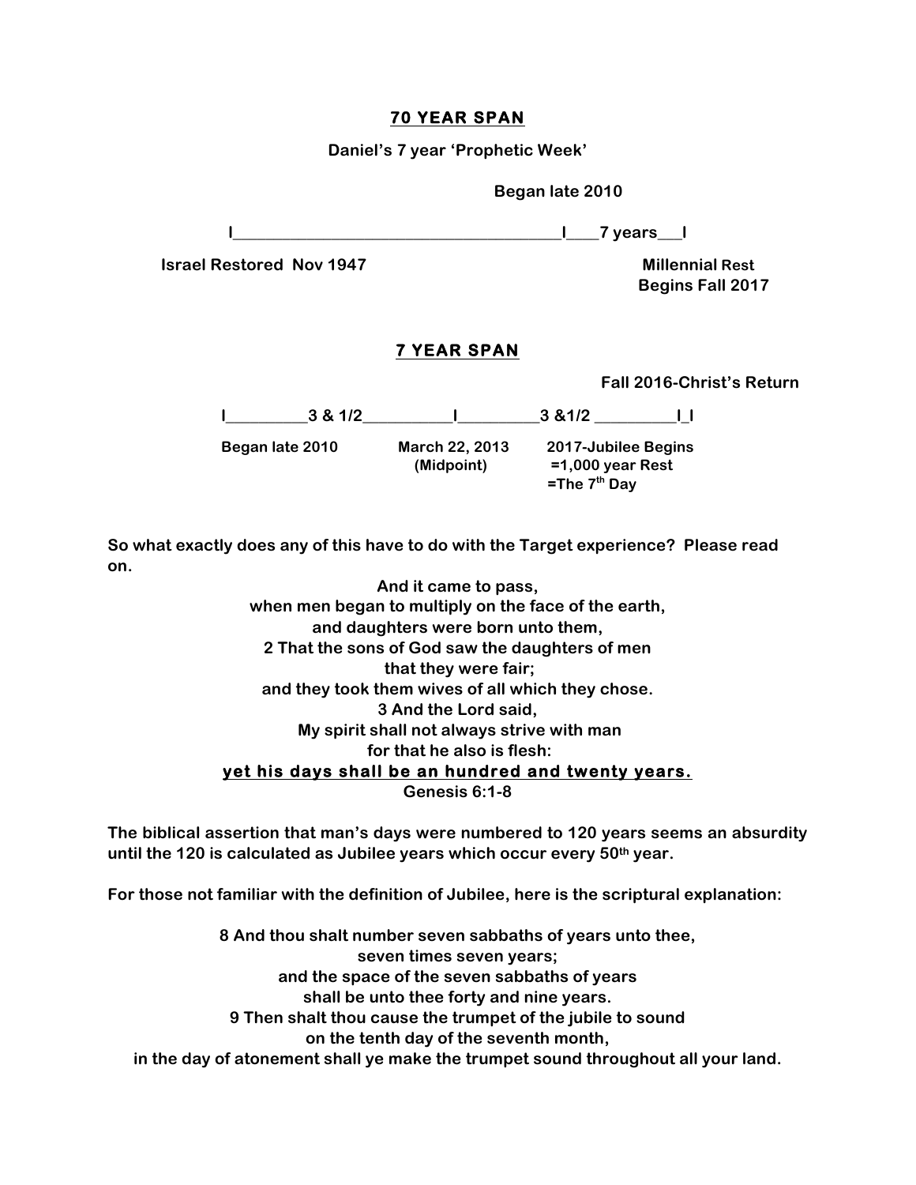**70 YEAR SPAN**

**Daniel's 7 year 'Prophetic Week'**

**Began late 2010**

```
I______________________________________I____7 years___I
```

**Israel Restored Nov 1947** **Millennial Rest Begins Fall 2017**

**7 YEAR SPAN**

**Fall 2016-Christ's Return**

```
I_________3 & 1/2__________I_________3 &1/2 _________I_I
```

**Began late 2010** **March 22, 2013 (Midpoint)** **2017-Jubilee Begins =1,000 year Rest =The 7th Day**

**So what exactly does any of this have to do with the Target experience? Please read on.**

**And it came to pass,**
**when men began to multiply on the face of the earth,**
**and daughters were born unto them,**
**2 That the sons of God saw the daughters of men**
**that they were fair;**
**and they took them wives of all which they chose.**
**3 And the Lord said,**
**My spirit shall not always strive with man**
**for that he also is flesh:**
**<u>yet his days shall be an hundred and twenty years.</u>**
**Genesis 6:1-8**

**The biblical assertion that man's days were numbered to 120 years seems an absurdity until the 120 is calculated as Jubilee years which occur every 50th year.**

**For those not familiar with the definition of Jubilee, here is the scriptural explanation:**

**8 And thou shalt number seven sabbaths of years unto thee,**
**seven times seven years;**
**and the space of the seven sabbaths of years**
**shall be unto thee forty and nine years.**
**9 Then shalt thou cause the trumpet of the jubile to sound**
**on the tenth day of the seventh month,**
**in the day of atonement shall ye make the trumpet sound throughout all your land.**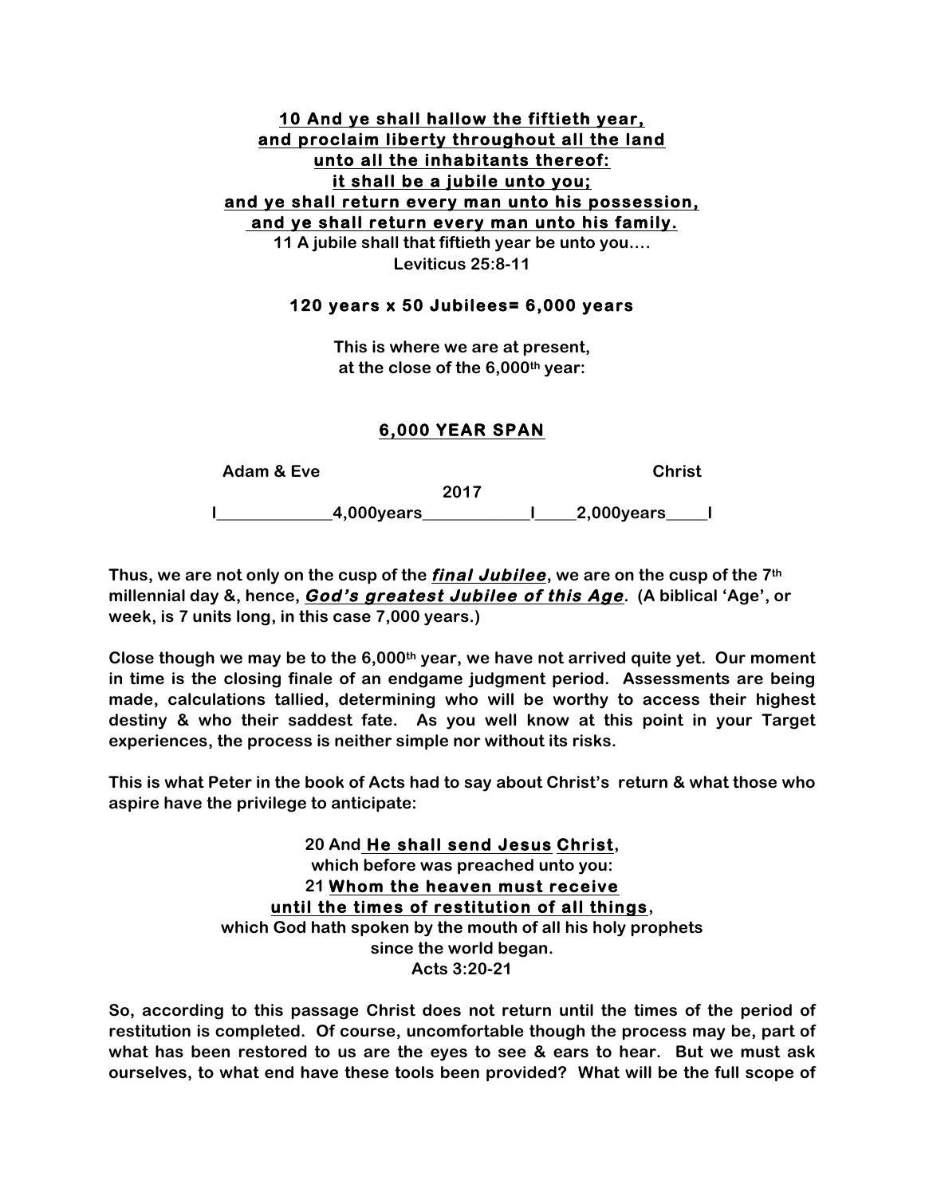**<u>10 And ye shall hallow the fiftieth year,</u>**
**<u>and proclaim liberty throughout all the land</u>**
**<u>unto all the inhabitants thereof:</u>**
**<u>it shall be a jubile unto you;</u>**
**<u>and ye shall return every man unto his possession,</u>**
**<u>and ye shall return every man unto his family.</u>**
**11 A jubile shall that fiftieth year be unto you….**
**Leviticus 25:8-11**

**120 years x 50 Jubilees= 6,000 years**

**This is where we are at present,**
**at the close of the 6,000th year:**

**<u>6,000 YEAR SPAN</u>**

```
Adam & Eve                                          Christ
                          2017
I_____________4,000years____________I_____2,000years_____I
```

**Thus, we are not only on the cusp of the *<u>final Jubilee</u>*, we are on the cusp of the 7th millennial day &, hence, *<u>God's greatest Jubilee of this Age</u>*. (A biblical 'Age', or week, is 7 units long, in this case 7,000 years.)**

**Close though we may be to the 6,000th year, we have not arrived quite yet. Our moment in time is the closing finale of an endgame judgment period. Assessments are being made, calculations tallied, determining who will be worthy to access their highest destiny & who their saddest fate. As you well know at this point in your Target experiences, the process is neither simple nor without its risks.**

**This is what Peter in the book of Acts had to say about Christ's return & what those who aspire have the privilege to anticipate:**

**20 And <u>He shall send Jesus</u> <u>Christ</u>,**
**which before was preached unto you:**
**21 <u>Whom the heaven must receive</u>**
**<u>until the times of restitution of all things</u>,**
**which God hath spoken by the mouth of all his holy prophets**
**since the world began.**
**Acts 3:20-21**

**So, according to this passage Christ does not return until the times of the period of restitution is completed. Of course, uncomfortable though the process may be, part of what has been restored to us are the eyes to see & ears to hear. But we must ask ourselves, to what end have these tools been provided? What will be the full scope of**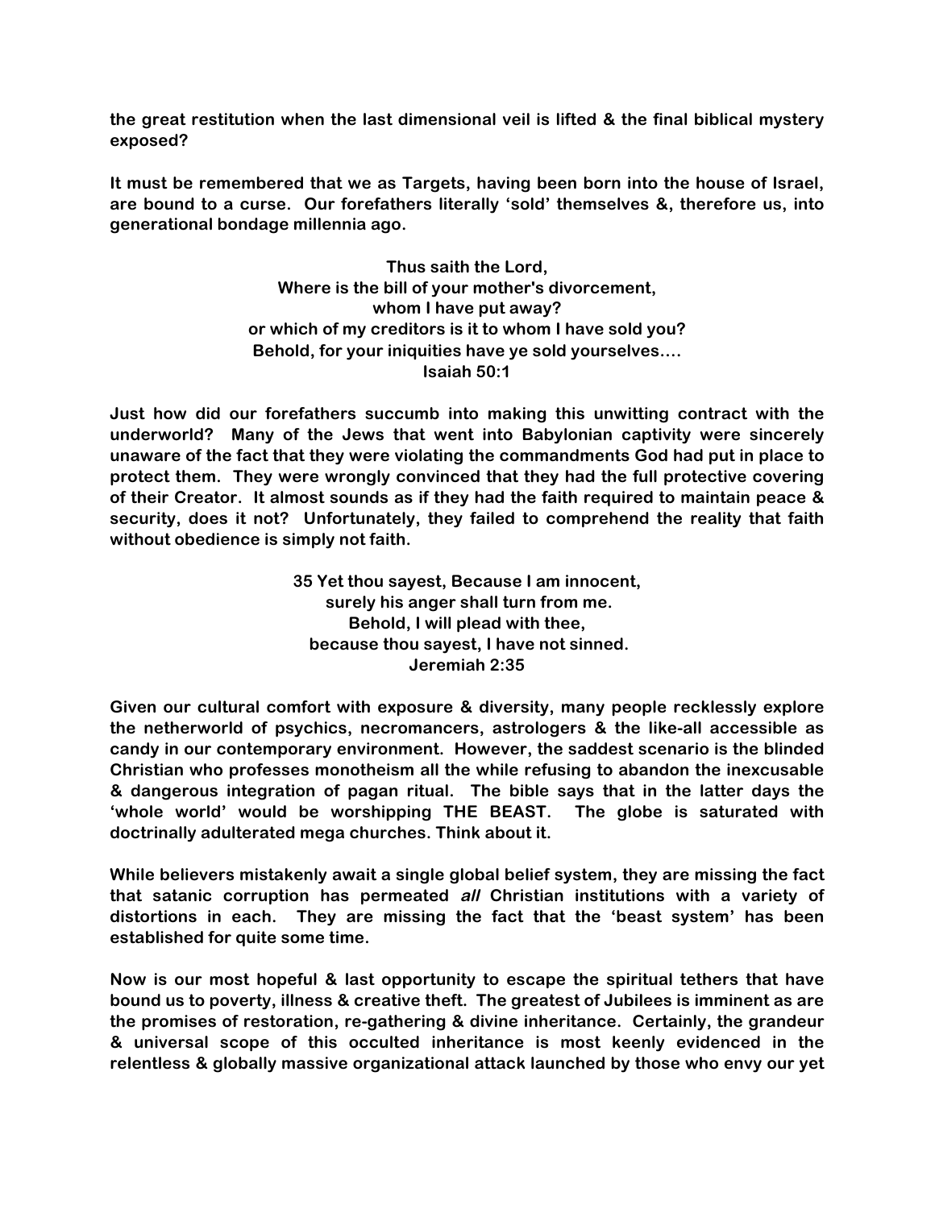**the great restitution when the last dimensional veil is lifted & the final biblical mystery exposed?**

**It must be remembered that we as Targets, having been born into the house of Israel, are bound to a curse. Our forefathers literally 'sold' themselves &, therefore us, into generational bondage millennia ago.**

**Thus saith the Lord,**
**Where is the bill of your mother's divorcement,**
**whom I have put away?**
**or which of my creditors is it to whom I have sold you?**
**Behold, for your iniquities have ye sold yourselves….**
**Isaiah 50:1**

**Just how did our forefathers succumb into making this unwitting contract with the underworld? Many of the Jews that went into Babylonian captivity were sincerely unaware of the fact that they were violating the commandments God had put in place to protect them. They were wrongly convinced that they had the full protective covering of their Creator. It almost sounds as if they had the faith required to maintain peace & security, does it not? Unfortunately, they failed to comprehend the reality that faith without obedience is simply not faith.**

**35 Yet thou sayest, Because I am innocent,**
**surely his anger shall turn from me.**
**Behold, I will plead with thee,**
**because thou sayest, I have not sinned.**
**Jeremiah 2:35**

**Given our cultural comfort with exposure & diversity, many people recklessly explore the netherworld of psychics, necromancers, astrologers & the like-all accessible as candy in our contemporary environment. However, the saddest scenario is the blinded Christian who professes monotheism all the while refusing to abandon the inexcusable & dangerous integration of pagan ritual. The bible says that in the latter days the 'whole world' would be worshipping THE BEAST. The globe is saturated with doctrinally adulterated mega churches. Think about it.**

**While believers mistakenly await a single global belief system, they are missing the fact that satanic corruption has permeated *all* Christian institutions with a variety of distortions in each. They are missing the fact that the 'beast system' has been established for quite some time.**

**Now is our most hopeful & last opportunity to escape the spiritual tethers that have bound us to poverty, illness & creative theft. The greatest of Jubilees is imminent as are the promises of restoration, re-gathering & divine inheritance. Certainly, the grandeur & universal scope of this occulted inheritance is most keenly evidenced in the relentless & globally massive organizational attack launched by those who envy our yet**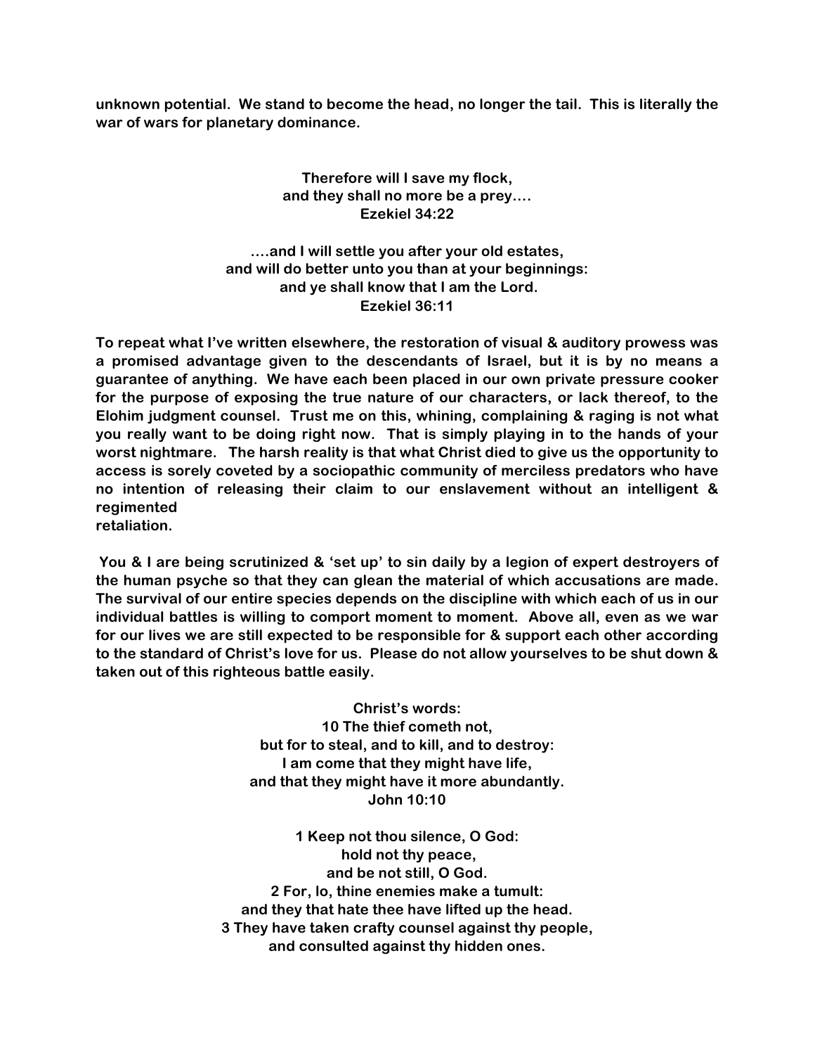**unknown potential. We stand to become the head, no longer the tail. This is literally the war of wars for planetary dominance.**

**Therefore will I save my flock,**
**and they shall no more be a prey….**
**Ezekiel 34:22**

**….and I will settle you after your old estates,**
**and will do better unto you than at your beginnings:**
**and ye shall know that I am the Lord.**
**Ezekiel 36:11**

**To repeat what I've written elsewhere, the restoration of visual & auditory prowess was a promised advantage given to the descendants of Israel, but it is by no means a guarantee of anything. We have each been placed in our own private pressure cooker for the purpose of exposing the true nature of our characters, or lack thereof, to the Elohim judgment counsel. Trust me on this, whining, complaining & raging is not what you really want to be doing right now. That is simply playing in to the hands of your worst nightmare. The harsh reality is that what Christ died to give us the opportunity to access is sorely coveted by a sociopathic community of merciless predators who have no intention of releasing their claim to our enslavement without an intelligent & regimented retaliation.**

**You & I are being scrutinized & 'set up' to sin daily by a legion of expert destroyers of the human psyche so that they can glean the material of which accusations are made. The survival of our entire species depends on the discipline with which each of us in our individual battles is willing to comport moment to moment. Above all, even as we war for our lives we are still expected to be responsible for & support each other according to the standard of Christ's love for us. Please do not allow yourselves to be shut down & taken out of this righteous battle easily.**

**Christ's words:**
**10 The thief cometh not,**
**but for to steal, and to kill, and to destroy:**
**I am come that they might have life,**
**and that they might have it more abundantly.**
**John 10:10**

**1 Keep not thou silence, O God:**
**hold not thy peace,**
**and be not still, O God.**
**2 For, lo, thine enemies make a tumult:**
**and they that hate thee have lifted up the head.**
**3 They have taken crafty counsel against thy people,**
**and consulted against thy hidden ones.**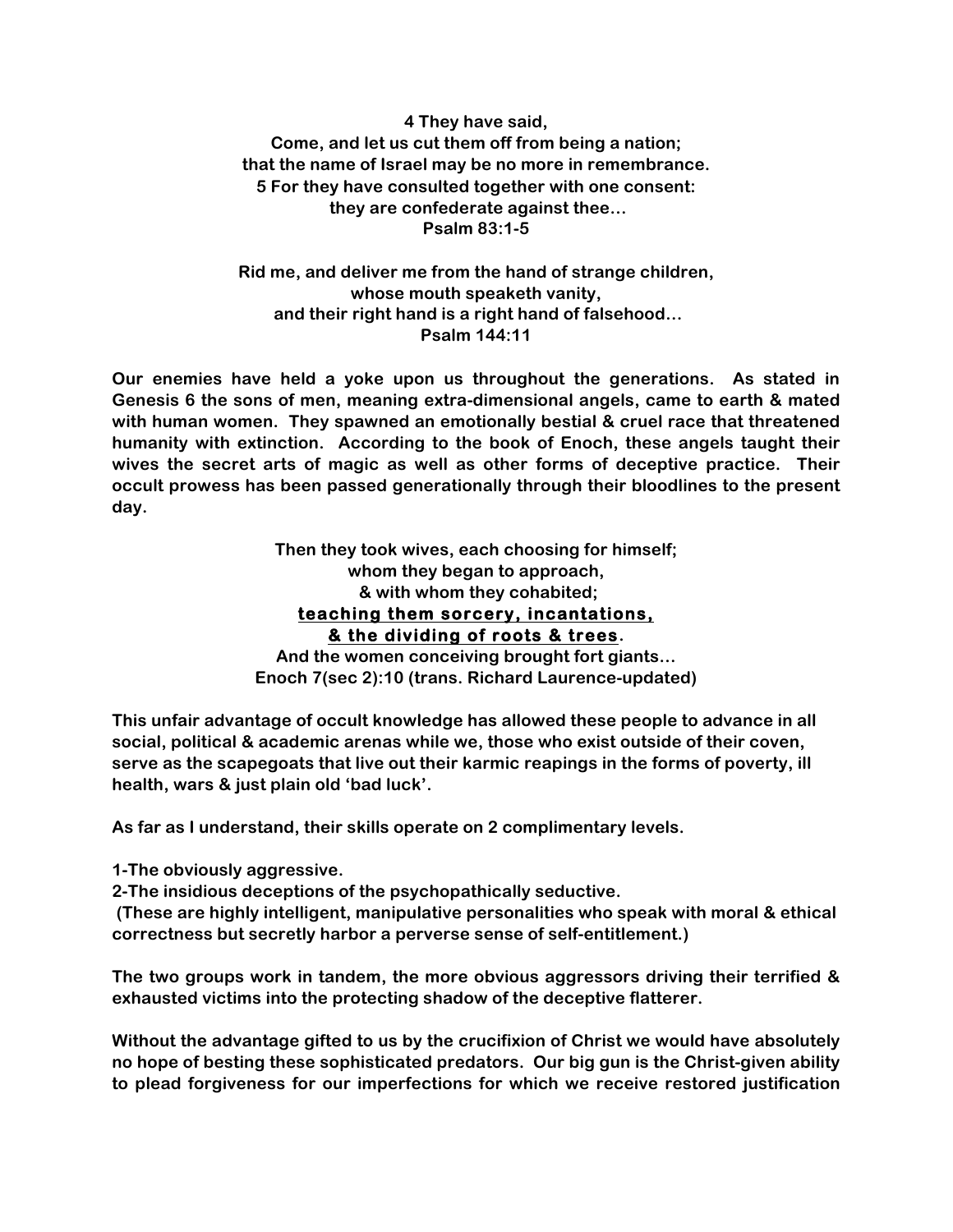**4 They have said,**
**Come, and let us cut them off from being a nation;**
**that the name of Israel may be no more in remembrance.**
**5 For they have consulted together with one consent:**
**they are confederate against thee…**
**Psalm 83:1-5**

**Rid me, and deliver me from the hand of strange children,**
**whose mouth speaketh vanity,**
**and their right hand is a right hand of falsehood…**
**Psalm 144:11**

**Our enemies have held a yoke upon us throughout the generations. As stated in Genesis 6 the sons of men, meaning extra-dimensional angels, came to earth & mated with human women. They spawned an emotionally bestial & cruel race that threatened humanity with extinction. According to the book of Enoch, these angels taught their wives the secret arts of magic as well as other forms of deceptive practice. Their occult prowess has been passed generationally through their bloodlines to the present day.**

**Then they took wives, each choosing for himself;**
**whom they began to approach,**
**& with whom they cohabited;**
**<u>teaching them sorcery, incantations,</u>**
**<u>& the dividing of roots & trees</u>.**
**And the women conceiving brought fort giants…**
**Enoch 7(sec 2):10 (trans. Richard Laurence-updated)**

**This unfair advantage of occult knowledge has allowed these people to advance in all social, political & academic arenas while we, those who exist outside of their coven, serve as the scapegoats that live out their karmic reapings in the forms of poverty, ill health, wars & just plain old 'bad luck'.**

**As far as I understand, their skills operate on 2 complimentary levels.**

**1-The obviously aggressive.**
**2-The insidious deceptions of the psychopathically seductive.**
**(These are highly intelligent, manipulative personalities who speak with moral & ethical correctness but secretly harbor a perverse sense of self-entitlement.)**

**The two groups work in tandem, the more obvious aggressors driving their terrified & exhausted victims into the protecting shadow of the deceptive flatterer.**

**Without the advantage gifted to us by the crucifixion of Christ we would have absolutely no hope of besting these sophisticated predators. Our big gun is the Christ-given ability to plead forgiveness for our imperfections for which we receive restored justification**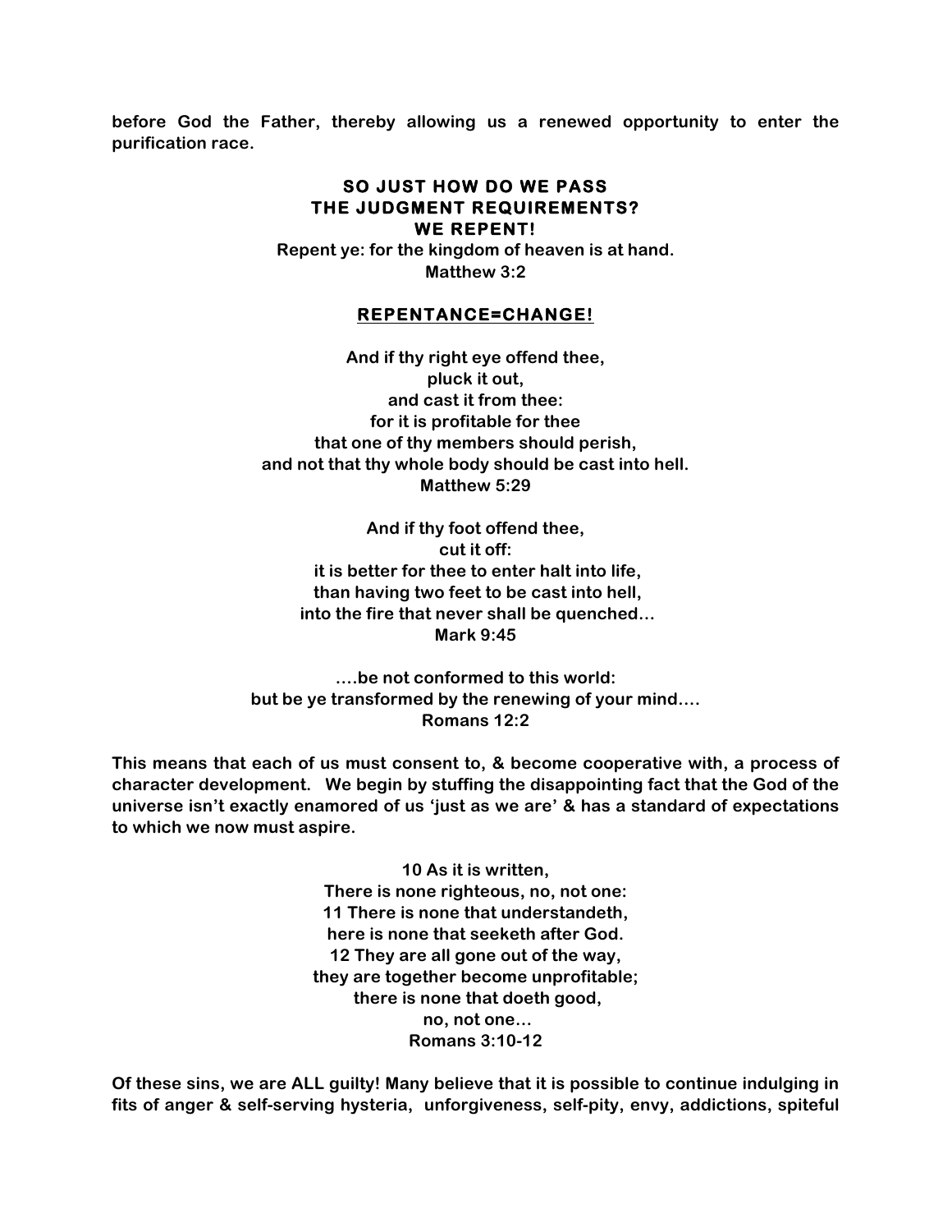**before God the Father, thereby allowing us a renewed opportunity to enter the purification race.**

**SO JUST HOW DO WE PASS**
**THE JUDGMENT REQUIREMENTS?**
**WE REPENT!**

**Repent ye: for the kingdom of heaven is at hand.**
**Matthew 3:2**

**<u>REPENTANCE=CHANGE!</u>**

**And if thy right eye offend thee,**
**pluck it out,**
**and cast it from thee:**
**for it is profitable for thee**
**that one of thy members should perish,**
**and not that thy whole body should be cast into hell.**
**Matthew 5:29**

**And if thy foot offend thee,**
**cut it off:**
**it is better for thee to enter halt into life,**
**than having two feet to be cast into hell,**
**into the fire that never shall be quenched…**
**Mark 9:45**

**….be not conformed to this world:**
**but be ye transformed by the renewing of your mind….**
**Romans 12:2**

**This means that each of us must consent to, & become cooperative with, a process of character development. We begin by stuffing the disappointing fact that the God of the universe isn't exactly enamored of us 'just as we are' & has a standard of expectations to which we now must aspire.**

**10 As it is written,**
**There is none righteous, no, not one:**
**11 There is none that understandeth,**
**here is none that seeketh after God.**
**12 They are all gone out of the way,**
**they are together become unprofitable;**
**there is none that doeth good,**
**no, not one…**
**Romans 3:10-12**

**Of these sins, we are ALL guilty! Many believe that it is possible to continue indulging in fits of anger & self-serving hysteria, unforgiveness, self-pity, envy, addictions, spiteful**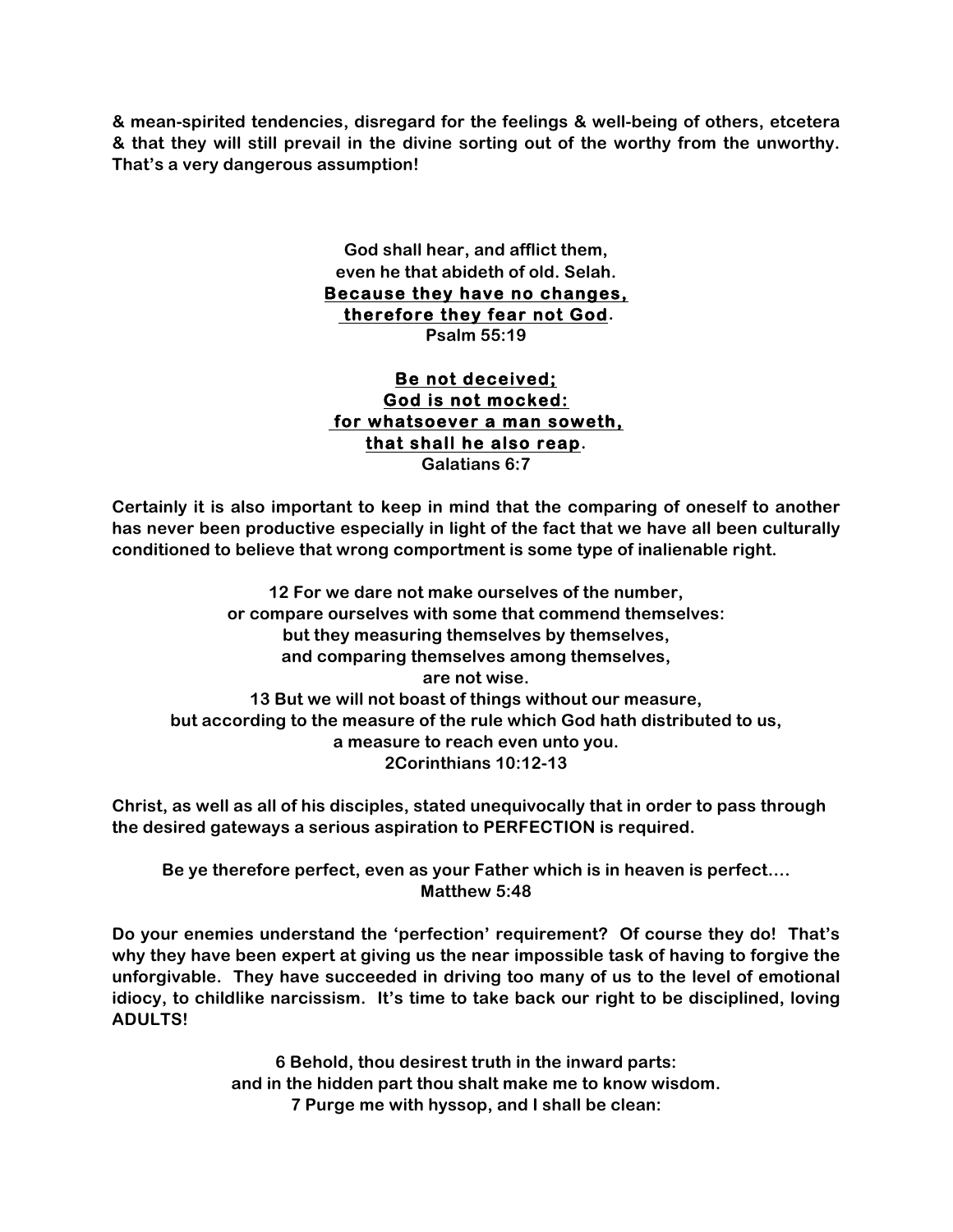**& mean-spirited tendencies, disregard for the feelings & well-being of others, etcetera & that they will still prevail in the divine sorting out of the worthy from the unworthy. That's a very dangerous assumption!**

**God shall hear, and afflict them,**
**even he that abideth of old. Selah.**
**<u>Because they have no changes,</u>**
**<u>therefore they fear not God</u>.**
**Psalm 55:19**

**<u>Be not deceived;</u>**
**<u>God is not mocked:</u>**
**<u>for whatsoever a man soweth,</u>**
**<u>that shall he also reap</u>.**
**Galatians 6:7**

**Certainly it is also important to keep in mind that the comparing of oneself to another has never been productive especially in light of the fact that we have all been culturally conditioned to believe that wrong comportment is some type of inalienable right.**

**12 For we dare not make ourselves of the number,**
**or compare ourselves with some that commend themselves:**
**but they measuring themselves by themselves,**
**and comparing themselves among themselves,**
**are not wise.**
**13 But we will not boast of things without our measure,**
**but according to the measure of the rule which God hath distributed to us,**
**a measure to reach even unto you.**
**2Corinthians 10:12-13**

**Christ, as well as all of his disciples, stated unequivocally that in order to pass through the desired gateways a serious aspiration to PERFECTION is required.**

**Be ye therefore perfect, even as your Father which is in heaven is perfect....**
**Matthew 5:48**

**Do your enemies understand the 'perfection' requirement? Of course they do! That's why they have been expert at giving us the near impossible task of having to forgive the unforgivable. They have succeeded in driving too many of us to the level of emotional idiocy, to childlike narcissism. It's time to take back our right to be disciplined, loving ADULTS!**

**6 Behold, thou desirest truth in the inward parts:**
**and in the hidden part thou shalt make me to know wisdom.**
**7 Purge me with hyssop, and I shall be clean:**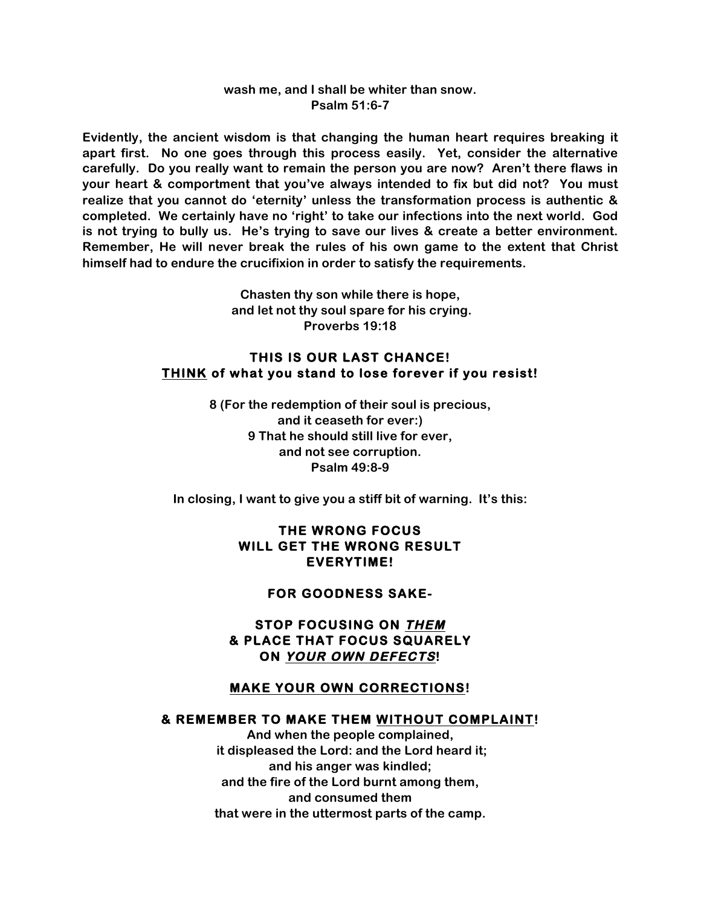**wash me, and I shall be whiter than snow.**
**Psalm 51:6-7**

**Evidently, the ancient wisdom is that changing the human heart requires breaking it apart first. No one goes through this process easily. Yet, consider the alternative carefully. Do you really want to remain the person you are now? Aren't there flaws in your heart & comportment that you've always intended to fix but did not? You must realize that you cannot do 'eternity' unless the transformation process is authentic & completed. We certainly have no 'right' to take our infections into the next world. God is not trying to bully us. He's trying to save our lives & create a better environment. Remember, He will never break the rules of his own game to the extent that Christ himself had to endure the crucifixion in order to satisfy the requirements.**

**Chasten thy son while there is hope,**
**and let not thy soul spare for his crying.**
**Proverbs 19:18**

**THIS IS OUR LAST CHANCE!**
**<u>THINK</u> of what you stand to lose forever if you resist!**

**8 (For the redemption of their soul is precious,**
**and it ceaseth for ever:)**
**9 That he should still live for ever,**
**and not see corruption.**
**Psalm 49:8-9**

**In closing, I want to give you a stiff bit of warning. It's this:**

**THE WRONG FOCUS**
**WILL GET THE WRONG RESULT**
**EVERYTIME!**

**FOR GOODNESS SAKE-**

**STOP FOCUSING ON <u>*THEM*</u>**
**& PLACE THAT FOCUS SQUARELY**
**ON <u>*YOUR OWN DEFECTS*</u>!**

**<u>MAKE YOUR OWN CORRECTIONS</u>!**

**& REMEMBER TO MAKE THEM <u>WITHOUT COMPLAINT</u>!**
**And when the people complained,**
**it displeased the Lord: and the Lord heard it;**
**and his anger was kindled;**
**and the fire of the Lord burnt among them,**
**and consumed them**
**that were in the uttermost parts of the camp.**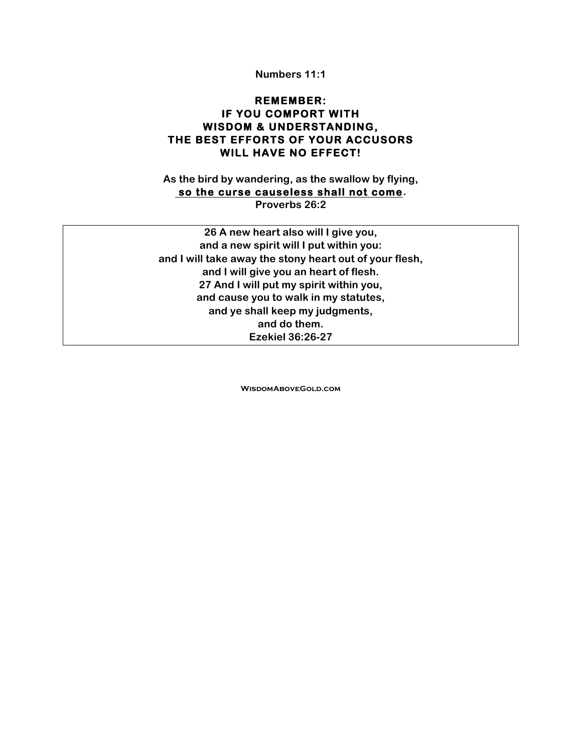**Numbers 11:1**

**REMEMBER:**
**IF YOU COMPORT WITH**
**WISDOM & UNDERSTANDING,**
**THE BEST EFFORTS OF YOUR ACCUSORS**
**WILL HAVE NO EFFECT!**

**As the bird by wandering, as the swallow by flying,**
**<u>so the curse causeless shall not come</u>.**
**Proverbs 26:2**

| |
|---|
| **26 A new heart also will I give you,**<br>**and a new spirit will I put within you:**<br>**and I will take away the stony heart out of your flesh,**<br>**and I will give you an heart of flesh.**<br>**27 And I will put my spirit within you,**<br>**and cause you to walk in my statutes,**<br>**and ye shall keep my judgments,**<br>**and do them.**<br>**Ezekiel 36:26-27** |

**WisdomAboveGold.com**